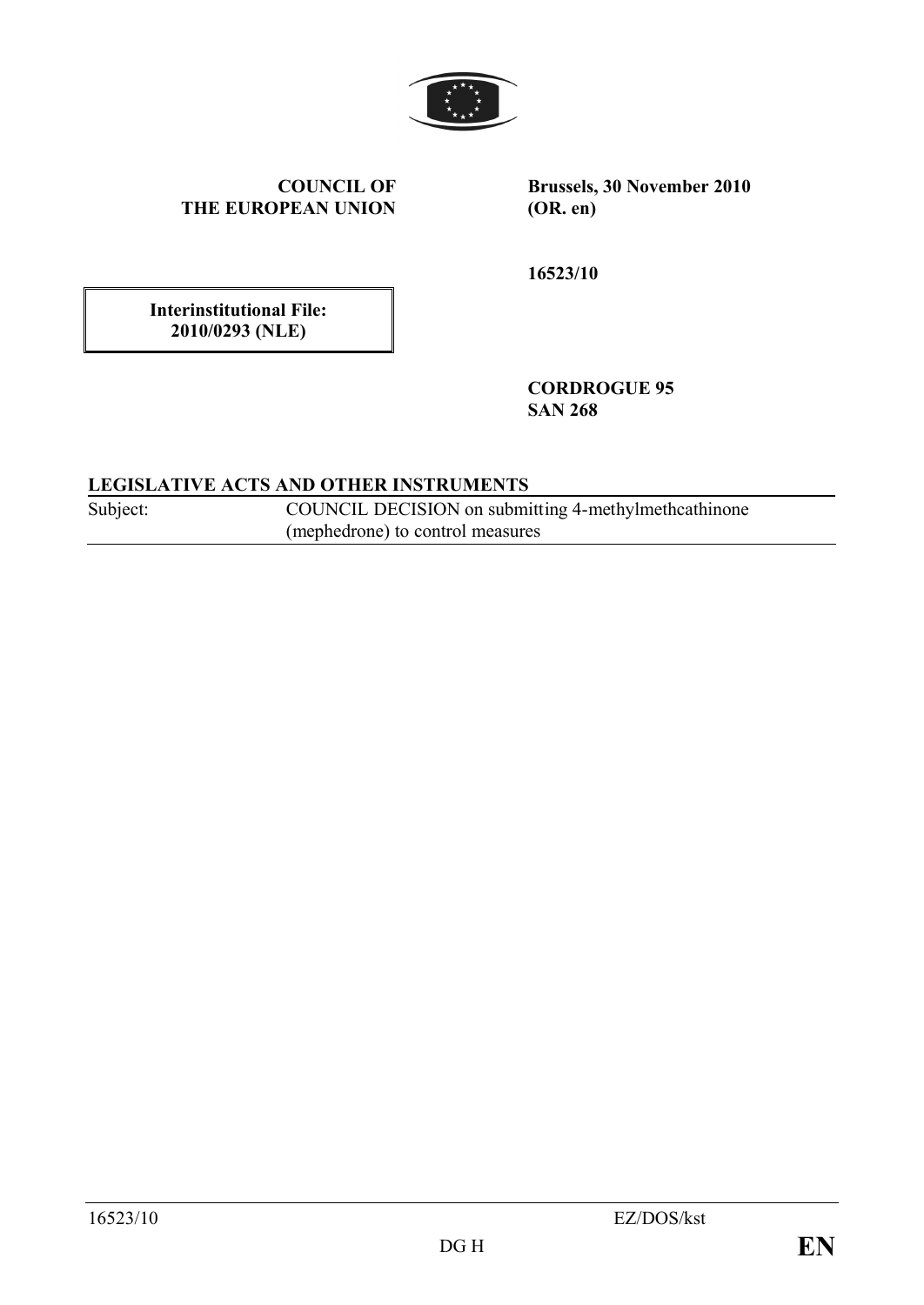**COUNCIL OF THE EUROPEAN UNION**

**Brussels, 30 November 2010 (OR. en)**

**16523/10**

**Interinstitutional File: 2010/0293 (NLE)**

**CORDROGUE 95**
**SAN 268**

**LEGISLATIVE ACTS AND OTHER INSTRUMENTS**

| Subject: | COUNCIL DECISION on submitting 4-methylmethcathinone (mephedrone) to control measures |
|---|---|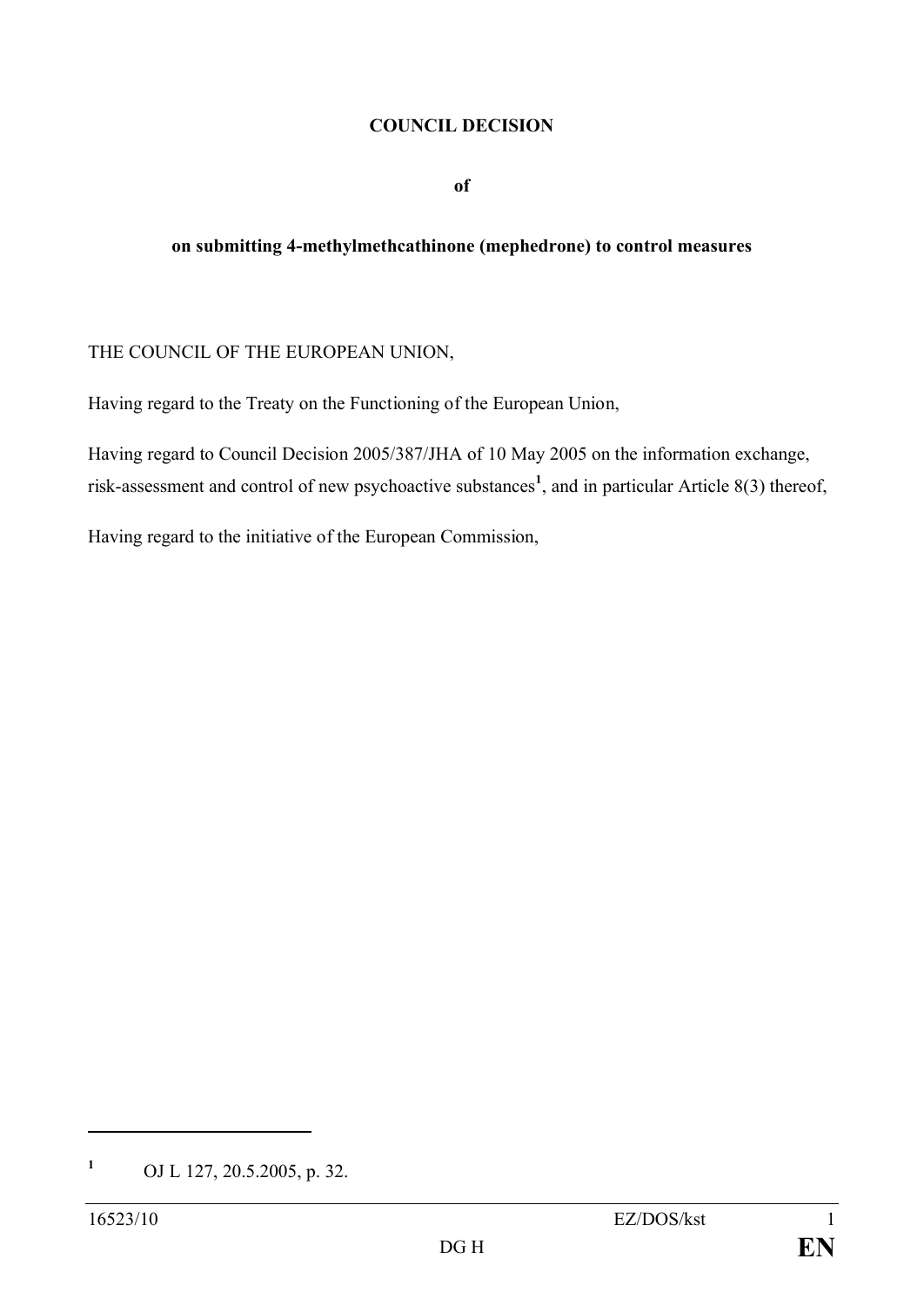**COUNCIL DECISION**

**of**

**on submitting 4-methylmethcathinone (mephedrone) to control measures**

THE COUNCIL OF THE EUROPEAN UNION,

Having regard to the Treaty on the Functioning of the European Union,

Having regard to Council Decision 2005/387/JHA of 10 May 2005 on the information exchange, risk-assessment and control of new psychoactive substances[1], and in particular Article 8(3) thereof,

Having regard to the initiative of the European Commission,

---

[1] OJ L 127, 20.5.2005, p. 32.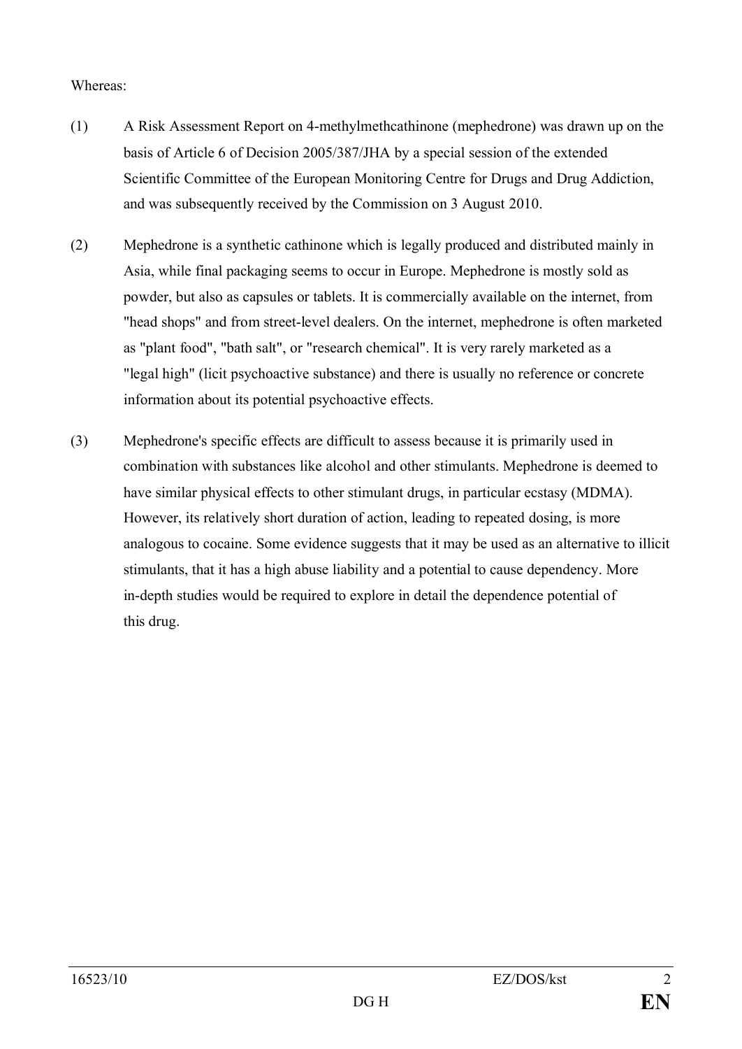Whereas:

(1) A Risk Assessment Report on 4-methylmethcathinone (mephedrone) was drawn up on the basis of Article 6 of Decision 2005/387/JHA by a special session of the extended Scientific Committee of the European Monitoring Centre for Drugs and Drug Addiction, and was subsequently received by the Commission on 3 August 2010.

(2) Mephedrone is a synthetic cathinone which is legally produced and distributed mainly in Asia, while final packaging seems to occur in Europe. Mephedrone is mostly sold as powder, but also as capsules or tablets. It is commercially available on the internet, from "head shops" and from street-level dealers. On the internet, mephedrone is often marketed as "plant food", "bath salt", or "research chemical". It is very rarely marketed as a "legal high" (licit psychoactive substance) and there is usually no reference or concrete information about its potential psychoactive effects.

(3) Mephedrone's specific effects are difficult to assess because it is primarily used in combination with substances like alcohol and other stimulants. Mephedrone is deemed to have similar physical effects to other stimulant drugs, in particular ecstasy (MDMA). However, its relatively short duration of action, leading to repeated dosing, is more analogous to cocaine. Some evidence suggests that it may be used as an alternative to illicit stimulants, that it has a high abuse liability and a potential to cause dependency. More in-depth studies would be required to explore in detail the dependence potential of this drug.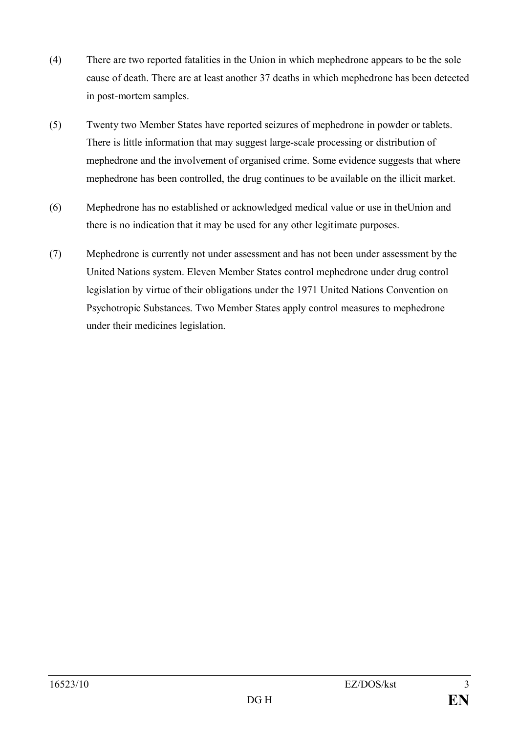(4) There are two reported fatalities in the Union in which mephedrone appears to be the sole cause of death. There are at least another 37 deaths in which mephedrone has been detected in post-mortem samples.

(5) Twenty two Member States have reported seizures of mephedrone in powder or tablets. There is little information that may suggest large-scale processing or distribution of mephedrone and the involvement of organised crime. Some evidence suggests that where mephedrone has been controlled, the drug continues to be available on the illicit market.

(6) Mephedrone has no established or acknowledged medical value or use in theUnion and there is no indication that it may be used for any other legitimate purposes.

(7) Mephedrone is currently not under assessment and has not been under assessment by the United Nations system. Eleven Member States control mephedrone under drug control legislation by virtue of their obligations under the 1971 United Nations Convention on Psychotropic Substances. Two Member States apply control measures to mephedrone under their medicines legislation.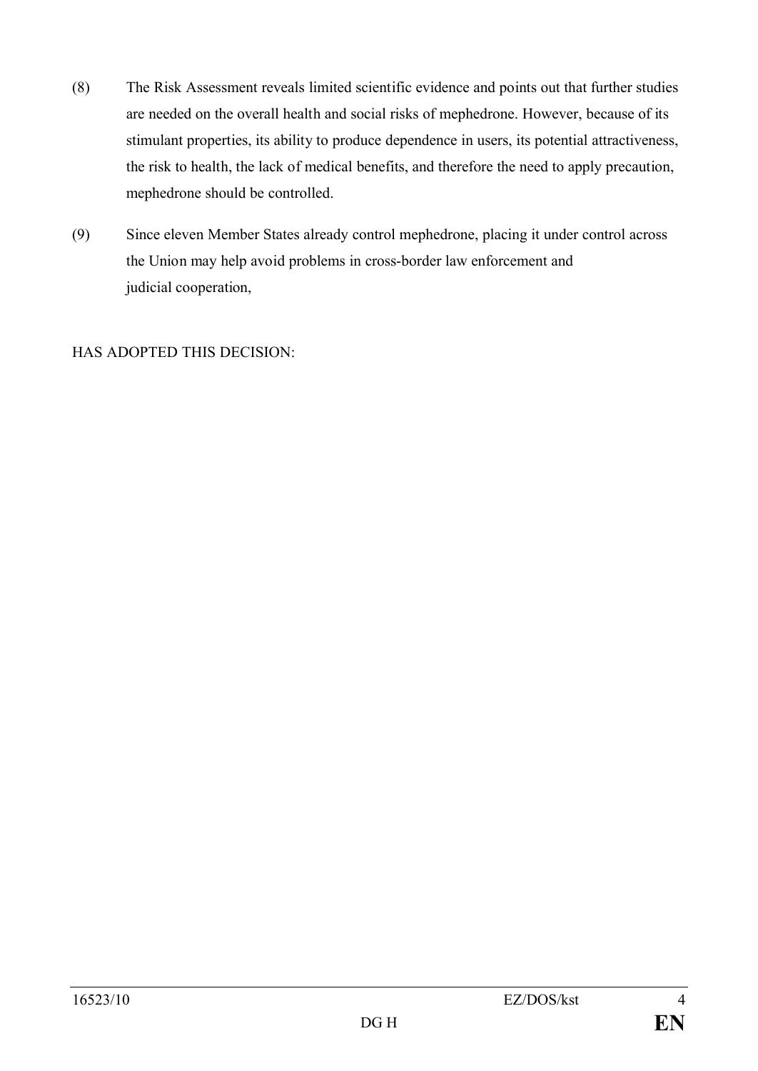(8) The Risk Assessment reveals limited scientific evidence and points out that further studies are needed on the overall health and social risks of mephedrone. However, because of its stimulant properties, its ability to produce dependence in users, its potential attractiveness, the risk to health, the lack of medical benefits, and therefore the need to apply precaution, mephedrone should be controlled.

(9) Since eleven Member States already control mephedrone, placing it under control across the Union may help avoid problems in cross-border law enforcement and judicial cooperation,

HAS ADOPTED THIS DECISION: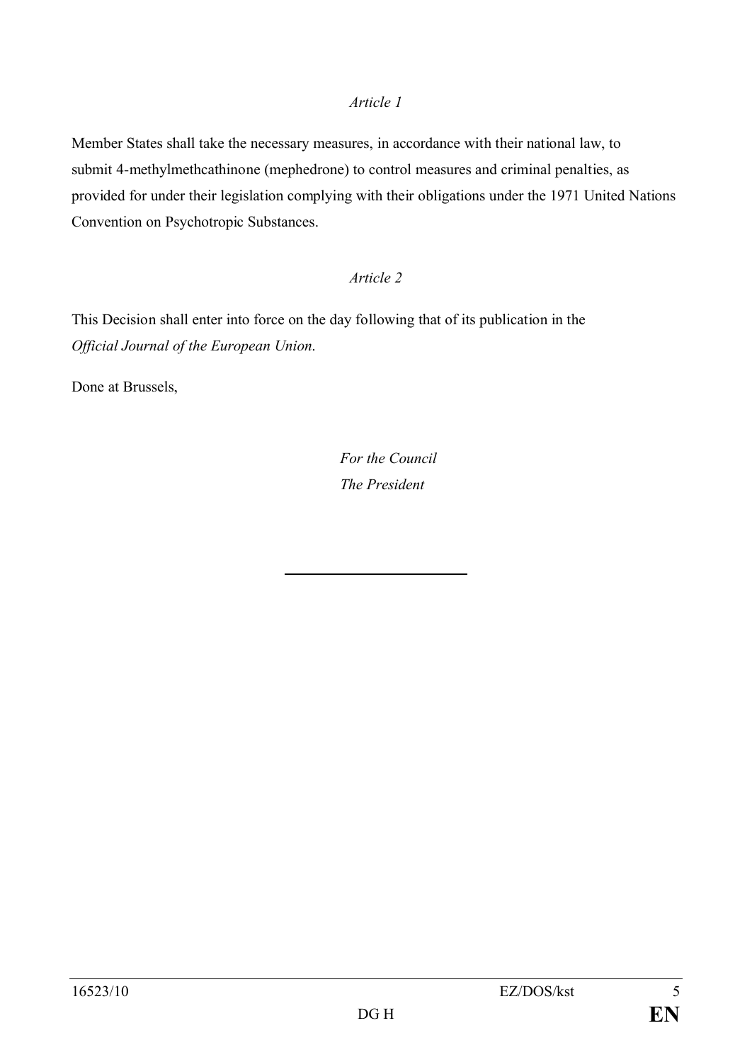*Article 1*

Member States shall take the necessary measures, in accordance with their national law, to submit 4-methylmethcathinone (mephedrone) to control measures and criminal penalties, as provided for under their legislation complying with their obligations under the 1971 United Nations Convention on Psychotropic Substances.

*Article 2*

This Decision shall enter into force on the day following that of its publication in the *Official Journal of the European Union*.

Done at Brussels,

*For the Council*
*The President*